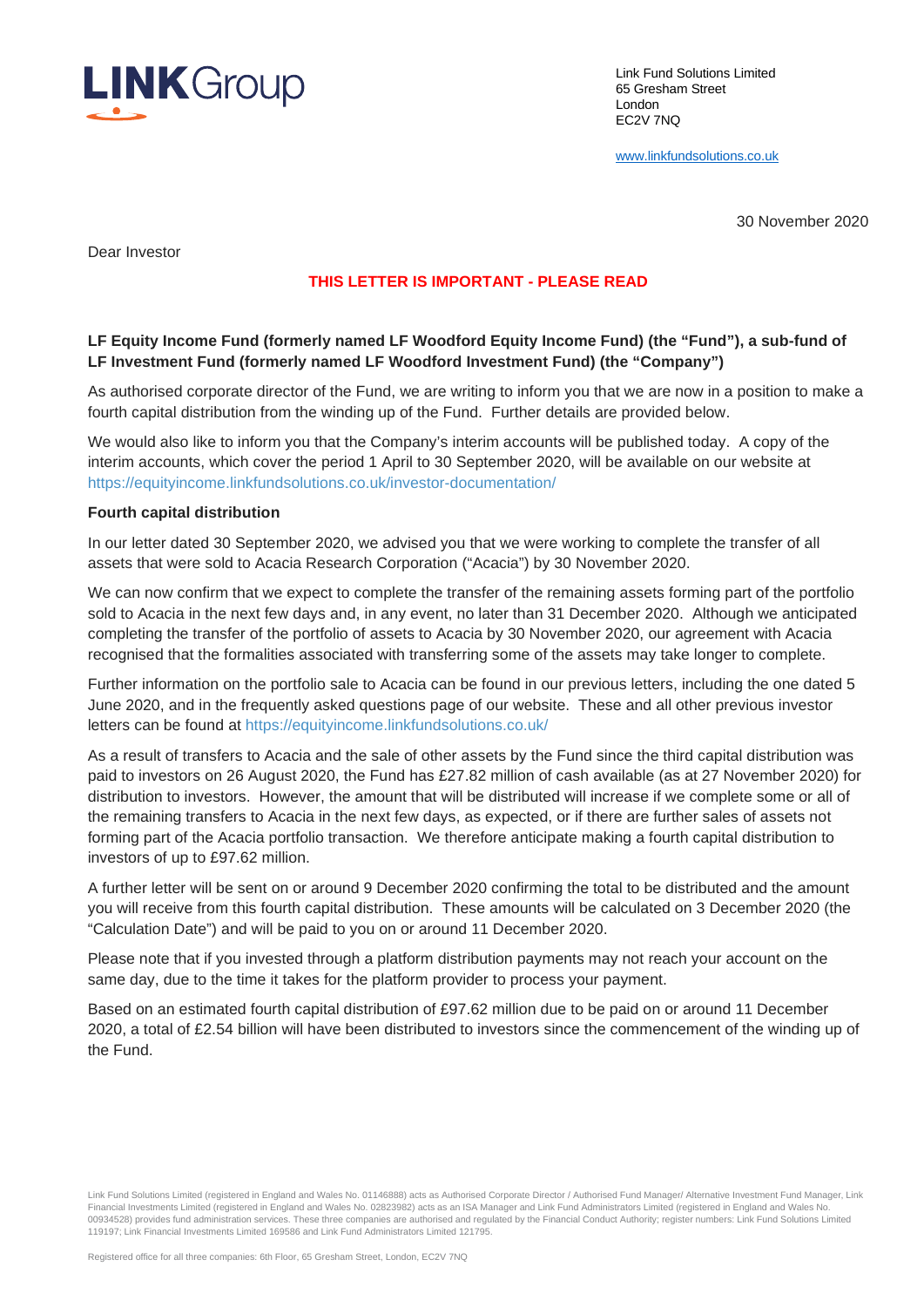LINK Group

Link Fund Solutions Limited
65 Gresham Street
London
EC2V 7NQ

www.linkfundsolutions.co.uk

30 November 2020

Dear Investor

**THIS LETTER IS IMPORTANT - PLEASE READ**

**LF Equity Income Fund (formerly named LF Woodford Equity Income Fund) (the "Fund"), a sub-fund of LF Investment Fund (formerly named LF Woodford Investment Fund) (the "Company")**

As authorised corporate director of the Fund, we are writing to inform you that we are now in a position to make a fourth capital distribution from the winding up of the Fund. Further details are provided below.

We would also like to inform you that the Company's interim accounts will be published today. A copy of the interim accounts, which cover the period 1 April to 30 September 2020, will be available on our website at https://equityincome.linkfundsolutions.co.uk/investor-documentation/

**Fourth capital distribution**

In our letter dated 30 September 2020, we advised you that we were working to complete the transfer of all assets that were sold to Acacia Research Corporation ("Acacia") by 30 November 2020.

We can now confirm that we expect to complete the transfer of the remaining assets forming part of the portfolio sold to Acacia in the next few days and, in any event, no later than 31 December 2020. Although we anticipated completing the transfer of the portfolio of assets to Acacia by 30 November 2020, our agreement with Acacia recognised that the formalities associated with transferring some of the assets may take longer to complete.

Further information on the portfolio sale to Acacia can be found in our previous letters, including the one dated 5 June 2020, and in the frequently asked questions page of our website. These and all other previous investor letters can be found at https://equityincome.linkfundsolutions.co.uk/

As a result of transfers to Acacia and the sale of other assets by the Fund since the third capital distribution was paid to investors on 26 August 2020, the Fund has £27.82 million of cash available (as at 27 November 2020) for distribution to investors. However, the amount that will be distributed will increase if we complete some or all of the remaining transfers to Acacia in the next few days, as expected, or if there are further sales of assets not forming part of the Acacia portfolio transaction. We therefore anticipate making a fourth capital distribution to investors of up to £97.62 million.

A further letter will be sent on or around 9 December 2020 confirming the total to be distributed and the amount you will receive from this fourth capital distribution. These amounts will be calculated on 3 December 2020 (the "Calculation Date") and will be paid to you on or around 11 December 2020.

Please note that if you invested through a platform distribution payments may not reach your account on the same day, due to the time it takes for the platform provider to process your payment.

Based on an estimated fourth capital distribution of £97.62 million due to be paid on or around 11 December 2020, a total of £2.54 billion will have been distributed to investors since the commencement of the winding up of the Fund.

Link Fund Solutions Limited (registered in England and Wales No. 01146888) acts as Authorised Corporate Director / Authorised Fund Manager/ Alternative Investment Fund Manager, Link Financial Investments Limited (registered in England and Wales No. 02823982) acts as an ISA Manager and Link Fund Administrators Limited (registered in England and Wales No. 00934528) provides fund administration services. These three companies are authorised and regulated by the Financial Conduct Authority; register numbers: Link Fund Solutions Limited 119197; Link Financial Investments Limited 169586 and Link Fund Administrators Limited 121795.

Registered office for all three companies: 6th Floor, 65 Gresham Street, London, EC2V 7NQ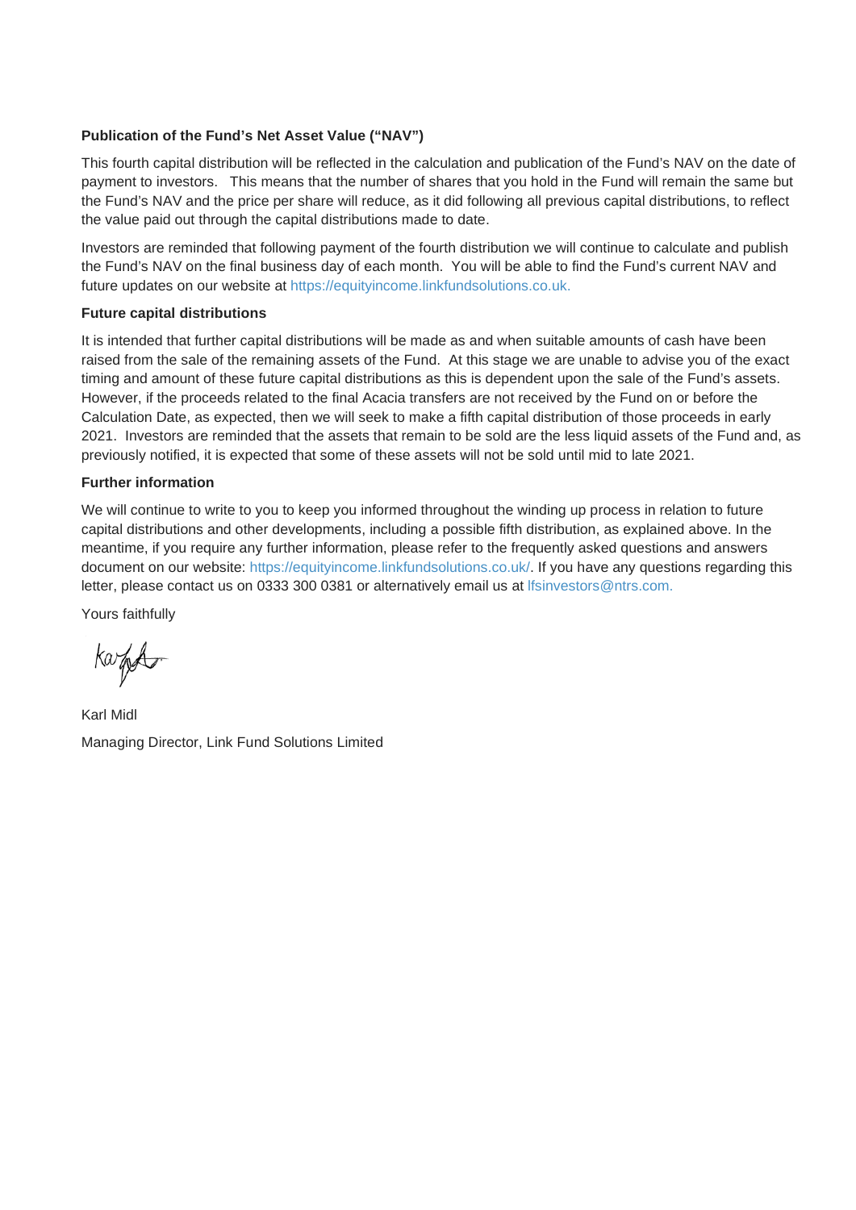**Publication of the Fund's Net Asset Value ("NAV")**

This fourth capital distribution will be reflected in the calculation and publication of the Fund's NAV on the date of payment to investors. This means that the number of shares that you hold in the Fund will remain the same but the Fund's NAV and the price per share will reduce, as it did following all previous capital distributions, to reflect the value paid out through the capital distributions made to date.

Investors are reminded that following payment of the fourth distribution we will continue to calculate and publish the Fund's NAV on the final business day of each month. You will be able to find the Fund's current NAV and future updates on our website at https://equityincome.linkfundsolutions.co.uk.

**Future capital distributions**

It is intended that further capital distributions will be made as and when suitable amounts of cash have been raised from the sale of the remaining assets of the Fund. At this stage we are unable to advise you of the exact timing and amount of these future capital distributions as this is dependent upon the sale of the Fund's assets. However, if the proceeds related to the final Acacia transfers are not received by the Fund on or before the Calculation Date, as expected, then we will seek to make a fifth capital distribution of those proceeds in early 2021. Investors are reminded that the assets that remain to be sold are the less liquid assets of the Fund and, as previously notified, it is expected that some of these assets will not be sold until mid to late 2021.

**Further information**

We will continue to write to you to keep you informed throughout the winding up process in relation to future capital distributions and other developments, including a possible fifth distribution, as explained above. In the meantime, if you require any further information, please refer to the frequently asked questions and answers document on our website: https://equityincome.linkfundsolutions.co.uk/. If you have any questions regarding this letter, please contact us on 0333 300 0381 or alternatively email us at lfsinvestors@ntrs.com.

Yours faithfully

Karl Midl

Managing Director, Link Fund Solutions Limited